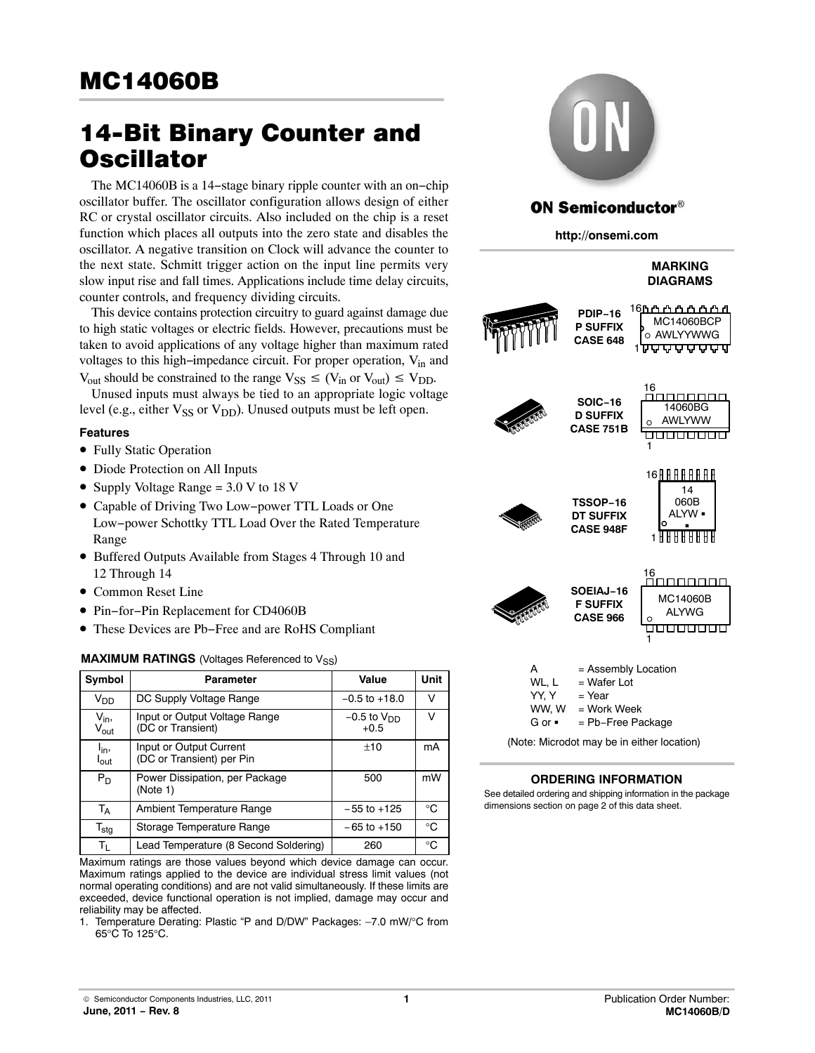# MC14060B

# 14-Bit Binary Counter and Oscillator

The MC14060B is a 14−stage binary ripple counter with an on−chip oscillator buffer. The oscillator configuration allows design of either RC or crystal oscillator circuits. Also included on the chip is a reset function which places all outputs into the zero state and disables the oscillator. A negative transition on Clock will advance the counter to the next state. Schmitt trigger action on the input line permits very slow input rise and fall times. Applications include time delay circuits, counter controls, and frequency dividing circuits.

This device contains protection circuitry to guard against damage due to high static voltages or electric fields. However, precautions must be taken to avoid applications of any voltage higher than maximum rated voltages to this high−impedance circuit. For proper operation, $V_{in}$ and $V_{out}$ should be constrained to the range $V_{SS} \leq (V_{in} \text{ or } V_{out}) \leq V_{DD}$.

Unused inputs must always be tied to an appropriate logic voltage level (e.g., either $V_{SS}$ or $V_{DD}$). Unused outputs must be left open.

### Features

- Fully Static Operation
- Diode Protection on All Inputs
- Supply Voltage Range = 3.0 V to 18 V
- Capable of Driving Two Low−power TTL Loads or One Low−power Schottky TTL Load Over the Rated Temperature Range
- Buffered Outputs Available from Stages 4 Through 10 and 12 Through 14
- Common Reset Line
- Pin−for−Pin Replacement for CD4060B
- These Devices are Pb−Free and are RoHS Compliant

**MAXIMUM RATINGS** (Voltages Referenced to $V_{SS}$)

| Symbol | Parameter | Value | Unit |
|---|---|---|---|
| $V_{DD}$ | DC Supply Voltage Range | −0.5 to +18.0 | V |
| $V_{in}$, $V_{out}$ | Input or Output Voltage Range (DC or Transient) | −0.5 to $V_{DD}$ +0.5 | V |
| $I_{in}$, $I_{out}$ | Input or Output Current (DC or Transient) per Pin | ±10 | mA |
| $P_D$ | Power Dissipation, per Package (Note 1) | 500 | mW |
| $T_A$ | Ambient Temperature Range | −55 to +125 | °C |
| $T_{stg}$ | Storage Temperature Range | −65 to +150 | °C |
| $T_L$ | Lead Temperature (8 Second Soldering) | 260 | °C |

Maximum ratings are those values beyond which device damage can occur. Maximum ratings applied to the device are individual stress limit values (not normal operating conditions) and are not valid simultaneously. If these limits are exceeded, device functional operation is not implied, damage may occur and reliability may be affected.

1. Temperature Derating: Plastic “P and D/DW” Packages: −7.0 mW/°C from 65°C To 125°C.

ON Semiconductor®

http://onsemi.com

**MARKING DIAGRAMS**

**PDIP−16 P SUFFIX CASE 648**

MC14060BCP
AWLYYWWG

**SOIC−16 D SUFFIX CASE 751B**

14060BG
AWLYWW

**TSSOP−16 DT SUFFIX CASE 948F**

14
060B
ALYW ▪
▪

**SOEIAJ−16 F SUFFIX CASE 966**

MC14060B
ALYWG

A = Assembly Location
WL, L = Wafer Lot
YY, Y = Year
WW, W = Work Week
G or ▪ = Pb−Free Package

(Note: Microdot may be in either location)

**ORDERING INFORMATION**

See detailed ordering and shipping information in the package dimensions section on page 2 of this data sheet.

© Semiconductor Components Industries, LLC, 2011
**June, 2011 − Rev. 8**

Publication Order Number:
**MC14060B/D**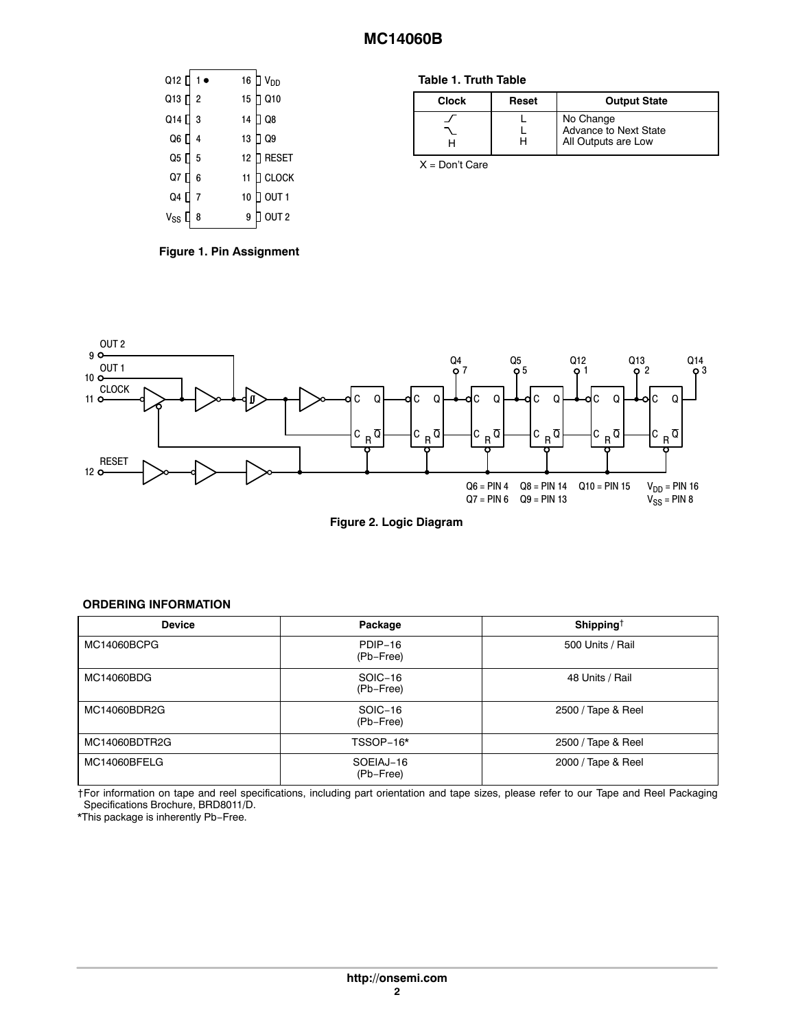| Q12 | 1 | 16 | $V_{DD}$ |
|---|---|---|---|
| Q13 | 2 | 15 | Q10 |
| Q14 | 3 | 14 | Q8 |
| Q6 | 4 | 13 | Q9 |
| Q5 | 5 | 12 | RESET |
| Q7 | 6 | 11 | CLOCK |
| Q4 | 7 | 10 | OUT 1 |
| $V_{SS}$ | 8 | 9 | OUT 2 |

**Figure 1. Pin Assignment**

**Table 1. Truth Table**

| Clock | Reset | Output State |
|---|---|---|
| ⟋ (rising) | L | No Change |
| ⟍ (falling) | L | Advance to Next State |
| H | H | All Outputs are Low |

X = Don’t Care

Q6 = PIN 4 Q7 = PIN 6 Q8 = PIN 14 Q9 = PIN 13 Q10 = PIN 15 $V_{DD}$ = PIN 16 $V_{SS}$ = PIN 8

**Figure 2. Logic Diagram**

**ORDERING INFORMATION**

| Device | Package | Shipping† |
|---|---|---|
| MC14060BCPG | PDIP−16 (Pb−Free) | 500 Units / Rail |
| MC14060BDG | SOIC−16 (Pb−Free) | 48 Units / Rail |
| MC14060BDR2G | SOIC−16 (Pb−Free) | 2500 / Tape & Reel |
| MC14060BDTR2G | TSSOP−16* | 2500 / Tape & Reel |
| MC14060BFELG | SOEIAJ−16 (Pb−Free) | 2000 / Tape & Reel |

†For information on tape and reel specifications, including part orientation and tape sizes, please refer to our Tape and Reel Packaging Specifications Brochure, BRD8011/D.
*This package is inherently Pb−Free.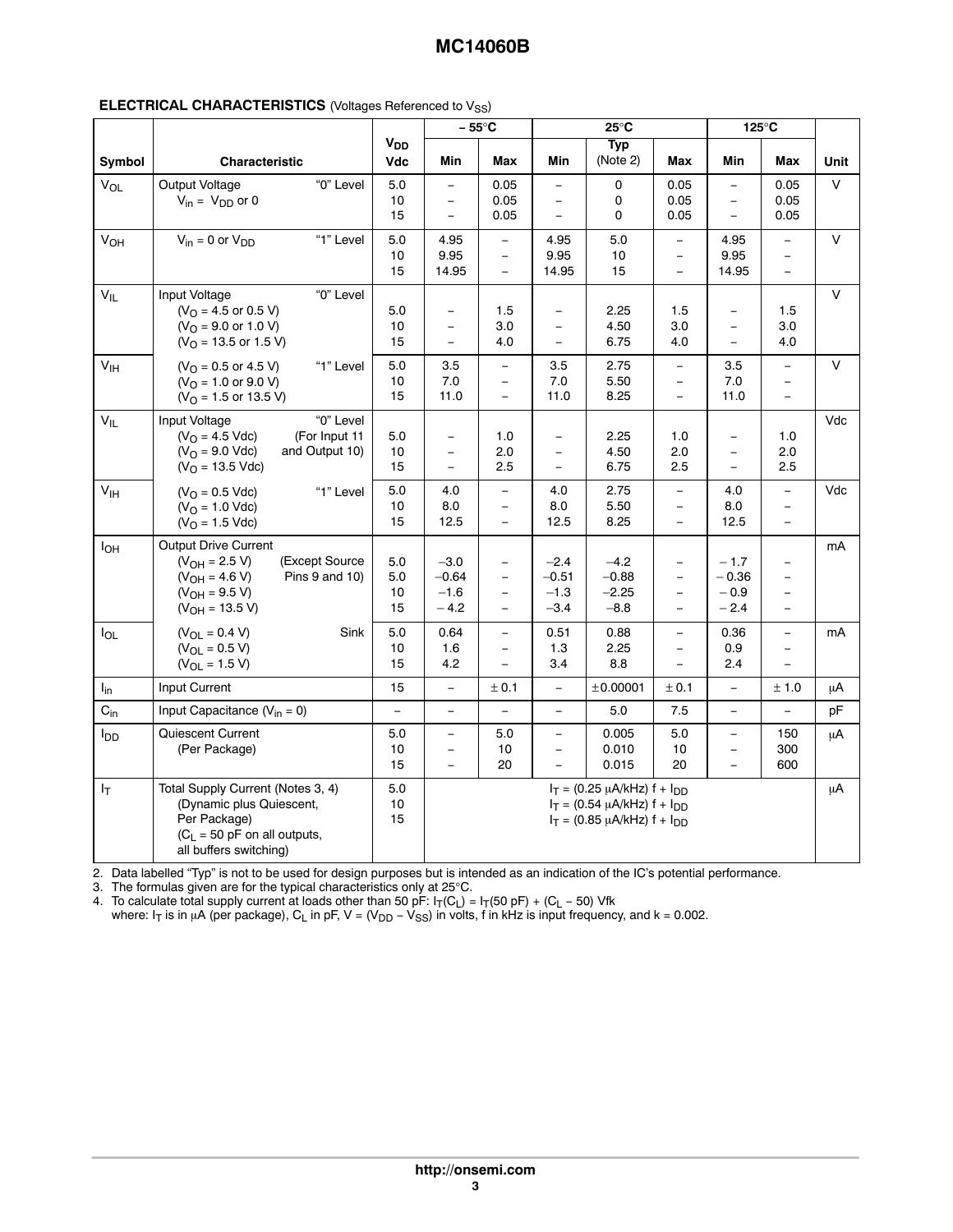**ELECTRICAL CHARACTERISTICS** (Voltages Referenced to $V_{SS}$)

| Symbol | Characteristic | $V_{DD}$ Vdc | −55°C Min | −55°C Max | 25°C Min | 25°C Typ (Note 2) | 25°C Max | 125°C Min | 125°C Max | Unit |
|---|---|---|---|---|---|---|---|---|---|---|
| $V_{OL}$ | Output Voltage "0" Level<br>$V_{in}$ = $V_{DD}$ or 0 | 5.0<br>10<br>15 | –<br>–<br>– | 0.05<br>0.05<br>0.05 | –<br>–<br>– | 0<br>0<br>0 | 0.05<br>0.05<br>0.05 | –<br>–<br>– | 0.05<br>0.05<br>0.05 | V |
| $V_{OH}$ | $V_{in}$ = 0 or $V_{DD}$ "1" Level | 5.0<br>10<br>15 | 4.95<br>9.95<br>14.95 | –<br>–<br>– | 4.95<br>9.95<br>14.95 | 5.0<br>10<br>15 | –<br>–<br>– | 4.95<br>9.95<br>14.95 | –<br>–<br>– | V |
| $V_{IL}$ | Input Voltage "0" Level<br>($V_O$ = 4.5 or 0.5 V)<br>($V_O$ = 9.0 or 1.0 V)<br>($V_O$ = 13.5 or 1.5 V) | 5.0<br>10<br>15 | –<br>–<br>– | 1.5<br>3.0<br>4.0 | –<br>–<br>– | 2.25<br>4.50<br>6.75 | 1.5<br>3.0<br>4.0 | –<br>–<br>– | 1.5<br>3.0<br>4.0 | V |
| $V_{IH}$ | "1" Level<br>($V_O$ = 0.5 or 4.5 V)<br>($V_O$ = 1.0 or 9.0 V)<br>($V_O$ = 1.5 or 13.5 V) | 5.0<br>10<br>15 | 3.5<br>7.0<br>11.0 | –<br>–<br>– | 3.5<br>7.0<br>11.0 | 2.75<br>5.50<br>8.25 | –<br>–<br>– | 3.5<br>7.0<br>11.0 | –<br>–<br>– | V |
| $V_{IL}$ | Input Voltage "0" Level (For Input 11 and Output 10)<br>($V_O$ = 4.5 Vdc)<br>($V_O$ = 9.0 Vdc)<br>($V_O$ = 13.5 Vdc) | 5.0<br>10<br>15 | –<br>–<br>– | 1.0<br>2.0<br>2.5 | –<br>–<br>– | 2.25<br>4.50<br>6.75 | 1.0<br>2.0<br>2.5 | –<br>–<br>– | 1.0<br>2.0<br>2.5 | Vdc |
| $V_{IH}$ | "1" Level<br>($V_O$ = 0.5 Vdc)<br>($V_O$ = 1.0 Vdc)<br>($V_O$ = 1.5 Vdc) | 5.0<br>10<br>15 | 4.0<br>8.0<br>12.5 | –<br>–<br>– | 4.0<br>8.0<br>12.5 | 2.75<br>5.50<br>8.25 | –<br>–<br>– | 4.0<br>8.0<br>12.5 | –<br>–<br>– | Vdc |
| $I_{OH}$ | Output Drive Current (Except Source Pins 9 and 10)<br>($V_{OH}$ = 2.5 V)<br>($V_{OH}$ = 4.6 V)<br>($V_{OH}$ = 9.5 V)<br>($V_{OH}$ = 13.5 V) | 5.0<br>5.0<br>10<br>15 | −3.0<br>−0.64<br>−1.6<br>−4.2 | –<br>–<br>–<br>– | −2.4<br>−0.51<br>−1.3<br>−3.4 | −4.2<br>−0.88<br>−2.25<br>−8.8 | –<br>–<br>–<br>– | −1.7<br>−0.36<br>−0.9<br>−2.4 | –<br>–<br>–<br>– | mA |
| $I_{OL}$ | Sink<br>($V_{OL}$ = 0.4 V)<br>($V_{OL}$ = 0.5 V)<br>($V_{OL}$ = 1.5 V) | 5.0<br>10<br>15 | 0.64<br>1.6<br>4.2 | –<br>–<br>– | 0.51<br>1.3<br>3.4 | 0.88<br>2.25<br>8.8 | –<br>–<br>– | 0.36<br>0.9<br>2.4 | –<br>–<br>– | mA |
| $I_{in}$ | Input Current | 15 | – | ± 0.1 | – | ±0.00001 | ± 0.1 | – | ± 1.0 | μA |
| $C_{in}$ | Input Capacitance ($V_{in}$ = 0) | – | – | – | – | 5.0 | 7.5 | – | – | pF |
| $I_{DD}$ | Quiescent Current (Per Package) | 5.0<br>10<br>15 | –<br>–<br>– | 5.0<br>10<br>20 | –<br>–<br>– | 0.005<br>0.010<br>0.015 | 5.0<br>10<br>20 | –<br>–<br>– | 150<br>300<br>600 | μA |
| $I_T$ | Total Supply Current (Notes 3, 4) (Dynamic plus Quiescent, Per Package) ($C_L$ = 50 pF on all outputs, all buffers switching) | 5.0<br>10<br>15 | $I_T$ = (0.25 μA/kHz) f + $I_{DD}$<br>$I_T$ = (0.54 μA/kHz) f + $I_{DD}$<br>$I_T$ = (0.85 μA/kHz) f + $I_{DD}$ | | | | | | | μA |

2. Data labelled "Typ" is not to be used for design purposes but is intended as an indication of the IC's potential performance.
3. The formulas given are for the typical characteristics only at 25°C.
4. To calculate total supply current at loads other than 50 pF: $I_T(C_L) = I_T(50\ pF) + (C_L - 50)\ Vfk$
   where: $I_T$ is in μA (per package), $C_L$ in pF, $V = (V_{DD} - V_{SS})$ in volts, f in kHz is input frequency, and k = 0.002.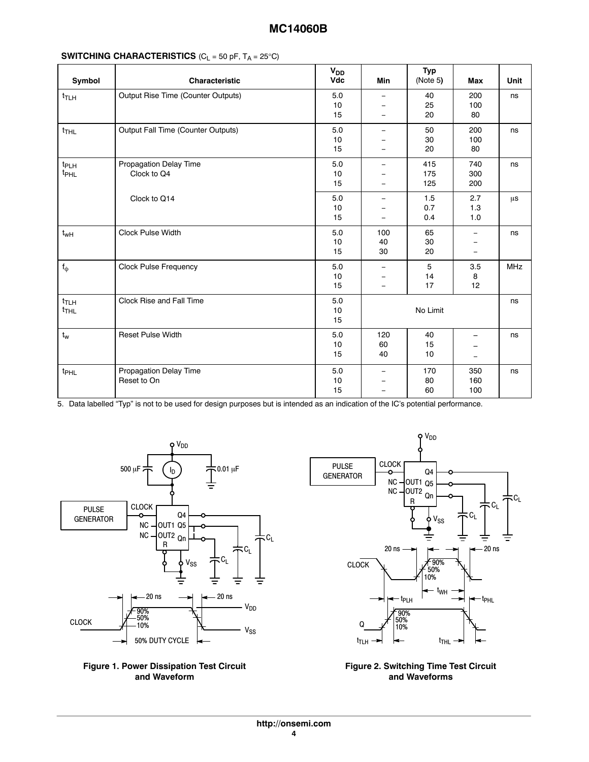## SWITCHING CHARACTERISTICS ($C_L$ = 50 pF, $T_A$ = 25°C)

| Symbol | Characteristic | $V_{DD}$ Vdc | Min | Typ (Note 5) | Max | Unit |
|---|---|---|---|---|---|---|
| $t_{TLH}$ | Output Rise Time (Counter Outputs) | 5.0<br>10<br>15 | –<br>–<br>– | 40<br>25<br>20 | 200<br>100<br>80 | ns |
| $t_{THL}$ | Output Fall Time (Counter Outputs) | 5.0<br>10<br>15 | –<br>–<br>– | 50<br>30<br>20 | 200<br>100<br>80 | ns |
| $t_{PLH}$<br>$t_{PHL}$ | Propagation Delay Time<br>Clock to Q4 | 5.0<br>10<br>15 | –<br>–<br>– | 415<br>175<br>125 | 740<br>300<br>200 | ns |
| | Clock to Q14 | 5.0<br>10<br>15 | –<br>–<br>– | 1.5<br>0.7<br>0.4 | 2.7<br>1.3<br>1.0 | μs |
| $t_{wH}$ | Clock Pulse Width | 5.0<br>10<br>15 | 100<br>40<br>30 | 65<br>30<br>20 | –<br>–<br>– | ns |
| $f_{\phi}$ | Clock Pulse Frequency | 5.0<br>10<br>15 | –<br>–<br>– | 5<br>14<br>17 | 3.5<br>8<br>12 | MHz |
| $t_{TLH}$<br>$t_{THL}$ | Clock Rise and Fall Time | 5.0<br>10<br>15 | | No Limit | | ns |
| $t_w$ | Reset Pulse Width | 5.0<br>10<br>15 | 120<br>60<br>40 | 40<br>15<br>10 | –<br>–<br>– | ns |
| $t_{PHL}$ | Propagation Delay Time<br>Reset to On | 5.0<br>10<br>15 | –<br>–<br>– | 170<br>80<br>60 | 350<br>160<br>100 | ns |

5. Data labelled "Typ" is not to be used for design purposes but is intended as an indication of the IC's potential performance.

**Figure 1. Power Dissipation Test Circuit and Waveform**

**Figure 2. Switching Time Test Circuit and Waveforms**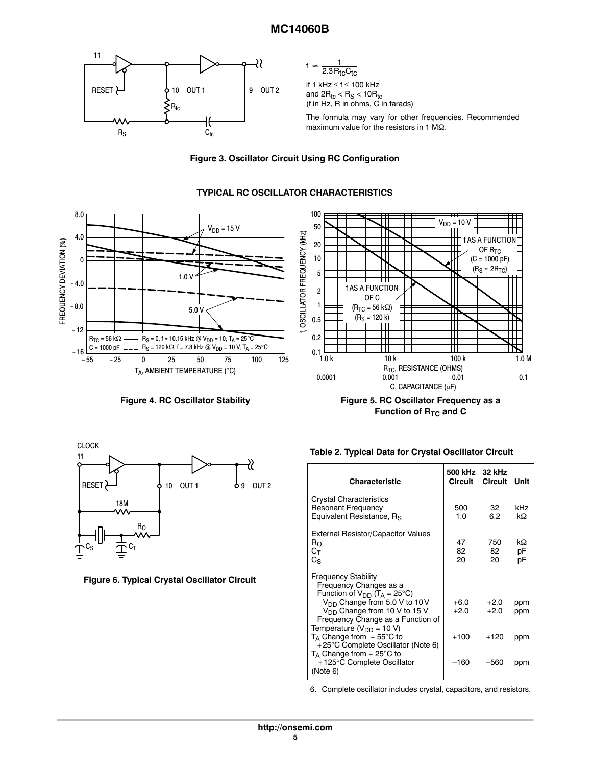$$f \approx \frac{1}{2.3 R_{tc} C_{tc}}$$

if 1 kHz ≤ f ≤ 100 kHz
and $2R_{tc} < R_S < 10R_{tc}$
(f in Hz, R in ohms, C in farads)

The formula may vary for other frequencies. Recommended maximum value for the resistors in 1 MΩ.

**Figure 3. Oscillator Circuit Using RC Configuration**

**TYPICAL RC OSCILLATOR CHARACTERISTICS**

**Figure 4. RC Oscillator Stability**

**Figure 5. RC Oscillator Frequency as a Function of $R_{TC}$ and C**

**Figure 6. Typical Crystal Oscillator Circuit**

**Table 2. Typical Data for Crystal Oscillator Circuit**

| Characteristic | 500 kHz Circuit | 32 kHz Circuit | Unit |
|---|---|---|---|
| Crystal Characteristics | | | |
| Resonant Frequency | 500 | 32 | kHz |
| Equivalent Resistance, $R_S$ | 1.0 | 6.2 | kΩ |
| External Resistor/Capacitor Values | | | |
| $R_O$ | 47 | 750 | kΩ |
| $C_T$ | 82 | 82 | pF |
| $C_S$ | 20 | 20 | pF |
| Frequency Stability | | | |
| Frequency Changes as a Function of $V_{DD}$ ($T_A$ = 25°C) | | | |
| $V_{DD}$ Change from 5.0 V to 10 V | +6.0 | +2.0 | ppm |
| $V_{DD}$ Change from 10 V to 15 V | +2.0 | +2.0 | ppm |
| Frequency Change as a Function of Temperature ($V_{DD}$ = 10 V) | | | |
| $T_A$ Change from − 55°C to + 25°C Complete Oscillator (Note 6) | +100 | +120 | ppm |
| $T_A$ Change from + 25°C to + 125°C Complete Oscillator (Note 6) | −160 | −560 | ppm |

6. Complete oscillator includes crystal, capacitors, and resistors.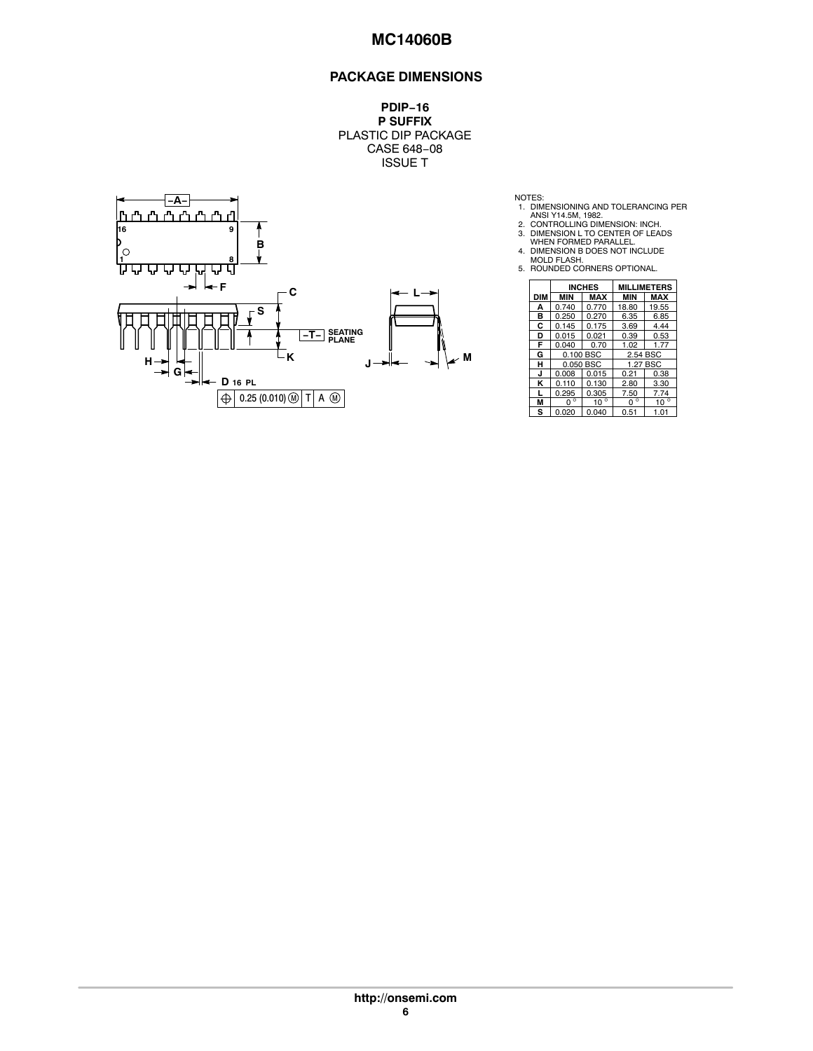## PACKAGE DIMENSIONS

**PDIP−16**
**P SUFFIX**
PLASTIC DIP PACKAGE
CASE 648−08
ISSUE T

NOTES:
1. DIMENSIONING AND TOLERANCING PER ANSI Y14.5M, 1982.
2. CONTROLLING DIMENSION: INCH.
3. DIMENSION L TO CENTER OF LEADS WHEN FORMED PARALLEL.
4. DIMENSION B DOES NOT INCLUDE MOLD FLASH.
5. ROUNDED CORNERS OPTIONAL.

| | INCHES | | MILLIMETERS | |
|---|---|---|---|---|
| DIM | MIN | MAX | MIN | MAX |
| A | 0.740 | 0.770 | 18.80 | 19.55 |
| B | 0.250 | 0.270 | 6.35 | 6.85 |
| C | 0.145 | 0.175 | 3.69 | 4.44 |
| D | 0.015 | 0.021 | 0.39 | 0.53 |
| F | 0.040 | 0.70 | 1.02 | 1.77 |
| G | 0.100 BSC | | 2.54 BSC | |
| H | 0.050 BSC | | 1.27 BSC | |
| J | 0.008 | 0.015 | 0.21 | 0.38 |
| K | 0.110 | 0.130 | 2.80 | 3.30 |
| L | 0.295 | 0.305 | 7.50 | 7.74 |
| M | 0° | 10° | 0° | 10° |
| S | 0.020 | 0.040 | 0.51 | 1.01 |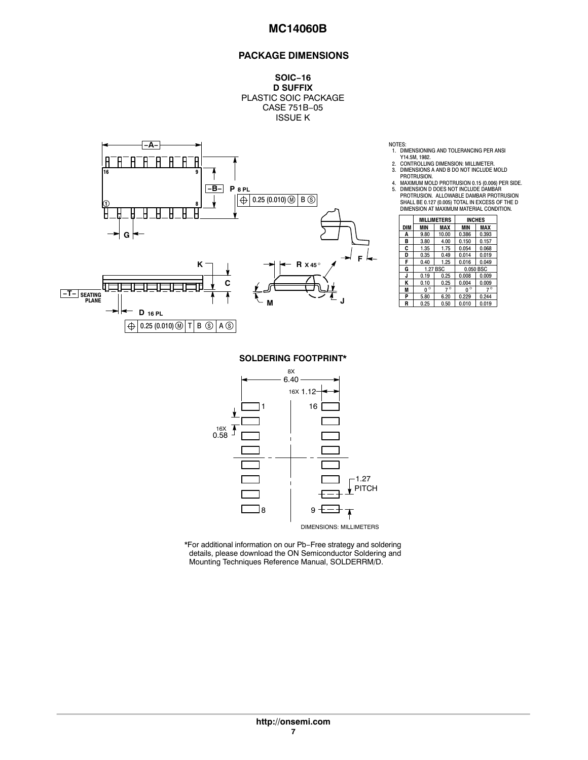## PACKAGE DIMENSIONS

**SOIC−16**
**D SUFFIX**
PLASTIC SOIC PACKAGE
CASE 751B−05
ISSUE K

NOTES:
1. DIMENSIONING AND TOLERANCING PER ANSI Y14.5M, 1982.
2. CONTROLLING DIMENSION: MILLIMETER.
3. DIMENSIONS A AND B DO NOT INCLUDE MOLD PROTRUSION.
4. MAXIMUM MOLD PROTRUSION 0.15 (0.006) PER SIDE.
5. DIMENSION D DOES NOT INCLUDE DAMBAR PROTRUSION. ALLOWABLE DAMBAR PROTRUSION SHALL BE 0.127 (0.005) TOTAL IN EXCESS OF THE D DIMENSION AT MAXIMUM MATERIAL CONDITION.

| DIM | MILLIMETERS | | INCHES | |
|---|---|---|---|---|
| | MIN | MAX | MIN | MAX |
| A | 9.80 | 10.00 | 0.386 | 0.393 |
| B | 3.80 | 4.00 | 0.150 | 0.157 |
| C | 1.35 | 1.75 | 0.054 | 0.068 |
| D | 0.35 | 0.49 | 0.014 | 0.019 |
| F | 0.40 | 1.25 | 0.016 | 0.049 |
| G | 1.27 BSC | | 0.050 BSC | |
| J | 0.19 | 0.25 | 0.008 | 0.009 |
| K | 0.10 | 0.25 | 0.004 | 0.009 |
| M | 0° | 7° | 0° | 7° |
| P | 5.80 | 6.20 | 0.229 | 0.244 |
| R | 0.25 | 0.50 | 0.010 | 0.019 |

-A-, -B-, P 8 PL, 0.25 (0.010) Ⓜ B Ⓢ, G, K, C, -T- SEATING PLANE, D 16 PL, 0.25 (0.010) Ⓜ T B Ⓢ A Ⓢ, R X 45°, F, M, J

### SOLDERING FOOTPRINT*

8X 6.40, 16X 1.12, 16X 0.58, 1.27 PITCH

DIMENSIONS: MILLIMETERS

*For additional information on our Pb−Free strategy and soldering details, please download the ON Semiconductor Soldering and Mounting Techniques Reference Manual, SOLDERRM/D.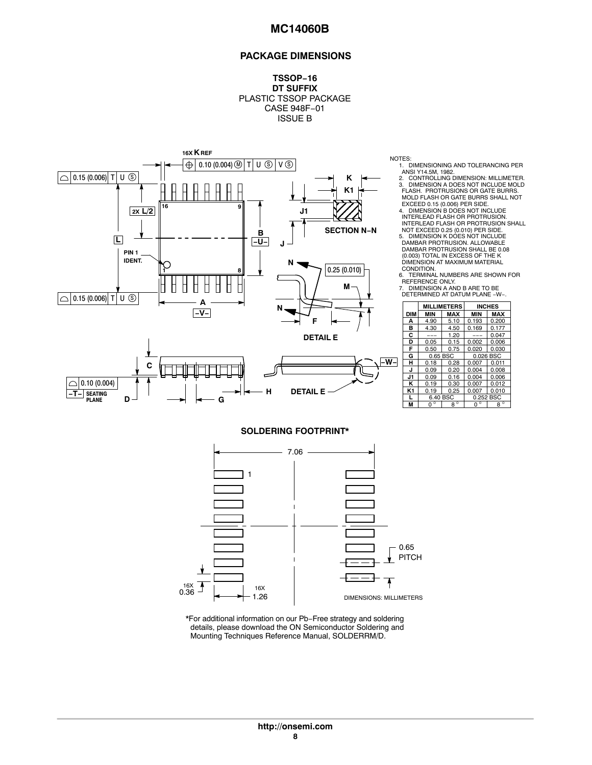## PACKAGE DIMENSIONS

**TSSOP−16**
**DT SUFFIX**
PLASTIC TSSOP PACKAGE
CASE 948F−01
ISSUE B

NOTES:
1. DIMENSIONING AND TOLERANCING PER ANSI Y14.5M, 1982.
2. CONTROLLING DIMENSION: MILLIMETER.
3. DIMENSION A DOES NOT INCLUDE MOLD FLASH. PROTRUSIONS OR GATE BURRS. MOLD FLASH OR GATE BURRS SHALL NOT EXCEED 0.15 (0.006) PER SIDE.
4. DIMENSION B DOES NOT INCLUDE INTERLEAD FLASH OR PROTRUSION. INTERLEAD FLASH OR PROTRUSION SHALL NOT EXCEED 0.25 (0.010) PER SIDE.
5. DIMENSION K DOES NOT INCLUDE DAMBAR PROTRUSION. ALLOWABLE DAMBAR PROTRUSION SHALL BE 0.08 (0.003) TOTAL IN EXCESS OF THE K DIMENSION AT MAXIMUM MATERIAL CONDITION.
6. TERMINAL NUMBERS ARE SHOWN FOR REFERENCE ONLY.
7. DIMENSION A AND B ARE TO BE DETERMINED AT DATUM PLANE −W−.

| DIM | MILLIMETERS MIN | MILLIMETERS MAX | INCHES MIN | INCHES MAX |
|---|---|---|---|---|
| A | 4.90 | 5.10 | 0.193 | 0.200 |
| B | 4.30 | 4.50 | 0.169 | 0.177 |
| C | --- | 1.20 | --- | 0.047 |
| D | 0.05 | 0.15 | 0.002 | 0.006 |
| F | 0.50 | 0.75 | 0.020 | 0.030 |
| G | 0.65 BSC | | 0.026 BSC | |
| H | 0.18 | 0.28 | 0.007 | 0.011 |
| J | 0.09 | 0.20 | 0.004 | 0.008 |
| J1 | 0.09 | 0.16 | 0.004 | 0.006 |
| K | 0.19 | 0.30 | 0.007 | 0.012 |
| K1 | 0.19 | 0.25 | 0.007 | 0.010 |
| L | 6.40 BSC | | 0.252 BSC | |
| M | 0 ° | 8 ° | 0 ° | 8 ° |

### SOLDERING FOOTPRINT*

DIMENSIONS: MILLIMETERS

*For additional information on our Pb−Free strategy and soldering details, please download the ON Semiconductor Soldering and Mounting Techniques Reference Manual, SOLDERRM/D.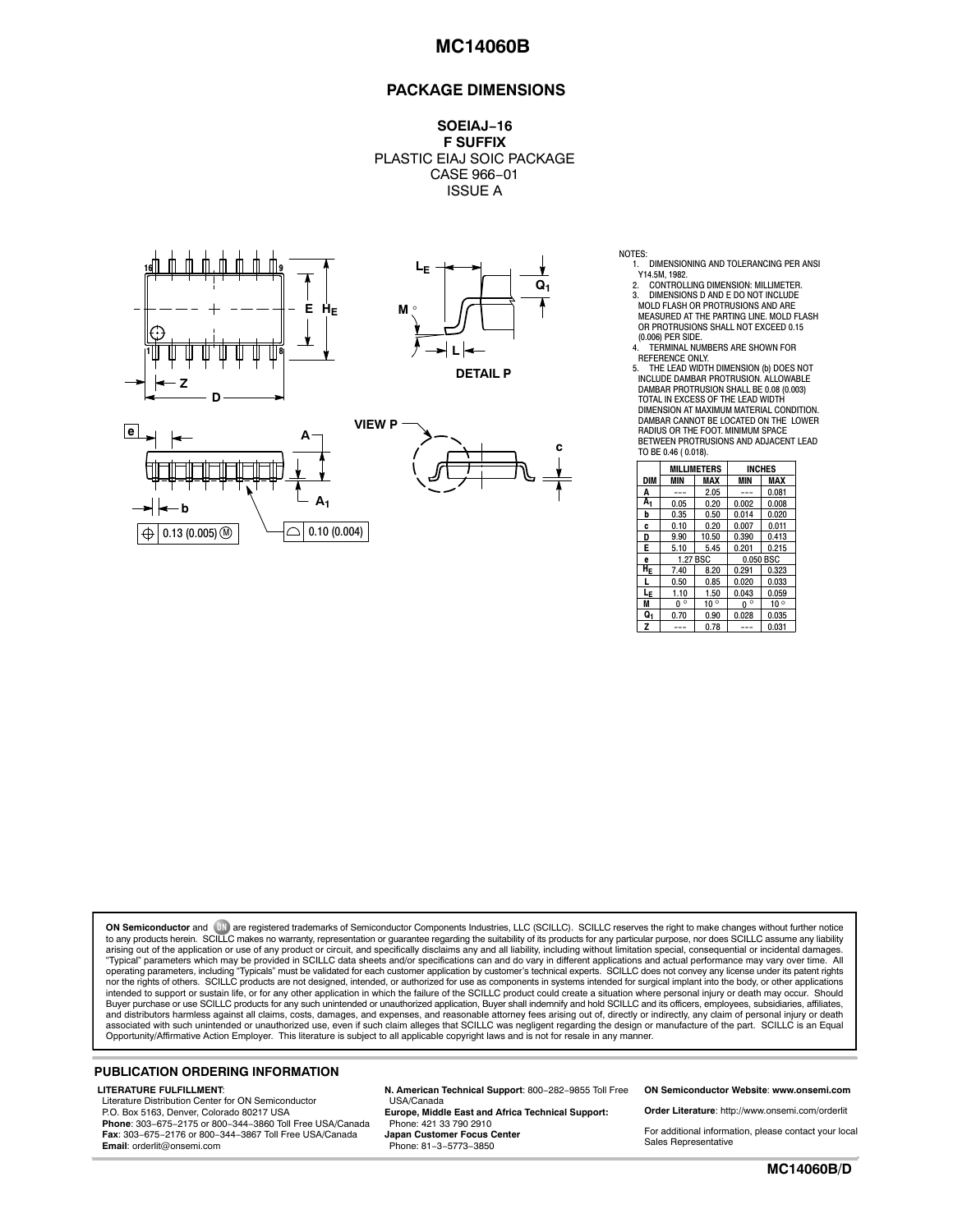## PACKAGE DIMENSIONS

**SOEIAJ−16**
**F SUFFIX**
PLASTIC EIAJ SOIC PACKAGE
CASE 966−01
ISSUE A

16
9
1
8
E
$H_E$
Z
D
$L_E$
$Q_1$
M °
L
DETAIL P
e
A
$A_1$
b
0.13 (0.005) M
0.10 (0.004)
VIEW P
c

NOTES:
1. DIMENSIONING AND TOLERANCING PER ANSI Y14.5M, 1982.
2. CONTROLLING DIMENSION: MILLIMETER.
3. DIMENSIONS D AND E DO NOT INCLUDE MOLD FLASH OR PROTRUSIONS AND ARE MEASURED AT THE PARTING LINE. MOLD FLASH OR PROTRUSIONS SHALL NOT EXCEED 0.15 (0.006) PER SIDE.
4. TERMINAL NUMBERS ARE SHOWN FOR REFERENCE ONLY.
5. THE LEAD WIDTH DIMENSION (b) DOES NOT INCLUDE DAMBAR PROTRUSION. ALLOWABLE DAMBAR PROTRUSION SHALL BE 0.08 (0.003) TOTAL IN EXCESS OF THE LEAD WIDTH DIMENSION AT MAXIMUM MATERIAL CONDITION. DAMBAR CANNOT BE LOCATED ON THE LOWER RADIUS OR THE FOOT. MINIMUM SPACE BETWEEN PROTRUSIONS AND ADJACENT LEAD TO BE 0.46 ( 0.018).

| | MILLIMETERS | | INCHES | |
|---|---|---|---|---|
| DIM | MIN | MAX | MIN | MAX |
| A | --- | 2.05 | --- | 0.081 |
| $A_1$ | 0.05 | 0.20 | 0.002 | 0.008 |
| b | 0.35 | 0.50 | 0.014 | 0.020 |
| c | 0.10 | 0.20 | 0.007 | 0.011 |
| D | 9.90 | 10.50 | 0.390 | 0.413 |
| E | 5.10 | 5.45 | 0.201 | 0.215 |
| e | 1.27 BSC | | 0.050 BSC | |
| $H_E$ | 7.40 | 8.20 | 0.291 | 0.323 |
| L | 0.50 | 0.85 | 0.020 | 0.033 |
| $L_E$ | 1.10 | 1.50 | 0.043 | 0.059 |
| M | 0 ° | 10 ° | 0 ° | 10 ° |
| $Q_1$ | 0.70 | 0.90 | 0.028 | 0.035 |
| Z | --- | 0.78 | --- | 0.031 |

**ON Semiconductor** and ON are registered trademarks of Semiconductor Components Industries, LLC (SCILLC). SCILLC reserves the right to make changes without further notice to any products herein. SCILLC makes no warranty, representation or guarantee regarding the suitability of its products for any particular purpose, nor does SCILLC assume any liability arising out of the application or use of any product or circuit, and specifically disclaims any and all liability, including without limitation special, consequential or incidental damages. "Typical" parameters which may be provided in SCILLC data sheets and/or specifications can and do vary in different applications and actual performance may vary over time. All operating parameters, including "Typicals" must be validated for each customer application by customer's technical experts. SCILLC does not convey any license under its patent rights nor the rights of others. SCILLC products are not designed, intended, or authorized for use as components in systems intended for surgical implant into the body, or other applications intended to support or sustain life, or for any other application in which the failure of the SCILLC product could create a situation where personal injury or death may occur. Should Buyer purchase or use SCILLC products for any such unintended or unauthorized application, Buyer shall indemnify and hold SCILLC and its officers, employees, subsidiaries, affiliates, and distributors harmless against all claims, costs, damages, and expenses, and reasonable attorney fees arising out of, directly or indirectly, any claim of personal injury or death associated with such unintended or unauthorized use, even if such claim alleges that SCILLC was negligent regarding the design or manufacture of the part. SCILLC is an Equal Opportunity/Affirmative Action Employer. This literature is subject to all applicable copyright laws and is not for resale in any manner.

### PUBLICATION ORDERING INFORMATION

**LITERATURE FULFILLMENT**:
Literature Distribution Center for ON Semiconductor
P.O. Box 5163, Denver, Colorado 80217 USA
**Phone**: 303−675−2175 or 800−344−3860 Toll Free USA/Canada
**Fax**: 303−675−2176 or 800−344−3867 Toll Free USA/Canada
**Email**: orderlit@onsemi.com

**N. American Technical Support**: 800−282−9855 Toll Free USA/Canada
**Europe, Middle East and Africa Technical Support:**
Phone: 421 33 790 2910
**Japan Customer Focus Center**
Phone: 81−3−5773−3850

**ON Semiconductor Website**: **www.onsemi.com**

**Order Literature**: http://www.onsemi.com/orderlit

For additional information, please contact your local Sales Representative

**MC14060B/D**